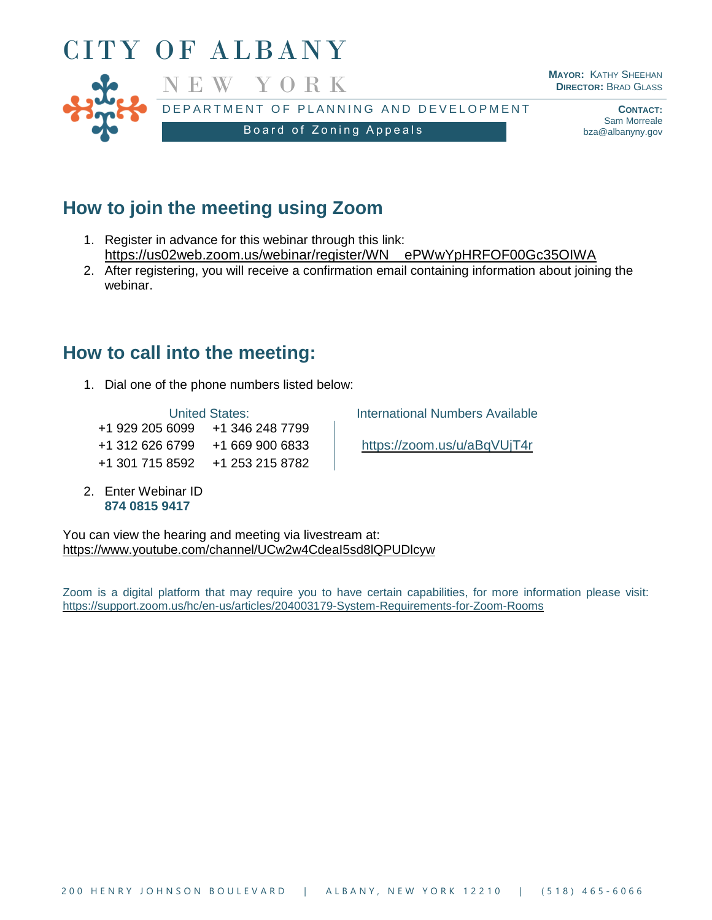# CITY OF ALBANY

NEW YORK

DEPARTMENT OF PLANNING AND DEVELOPMENT

Board of Zoning Appeals

**MAYOR:** KATHY SHEEHAN
**DIRECTOR:** BRAD GLASS

**CONTACT:**
Sam Morreale
bza@albanyny.gov

## How to join the meeting using Zoom

1. Register in advance for this webinar through this link: https://us02web.zoom.us/webinar/register/WN_ePWwYpHRFOF00Gc35OIWA
2. After registering, you will receive a confirmation email containing information about joining the webinar.

## How to call into the meeting:

1. Dial one of the phone numbers listed below:

| United States: | | International Numbers Available |
|---|---|---|
| +1 929 205 6099 | +1 346 248 7799 | |
| +1 312 626 6799 | +1 669 900 6833 | https://zoom.us/u/aBqVUjT4r |
| +1 301 715 8592 | +1 253 215 8782 | |

2. Enter Webinar ID
   **874 0815 9417**

You can view the hearing and meeting via livestream at:
https://www.youtube.com/channel/UCw2w4CdeaI5sd8lQPUDlcyw

Zoom is a digital platform that may require you to have certain capabilities, for more information please visit: https://support.zoom.us/hc/en-us/articles/204003179-System-Requirements-for-Zoom-Rooms

200 HENRY JOHNSON BOULEVARD | ALBANY, NEW YORK 12210 | (518) 465-6066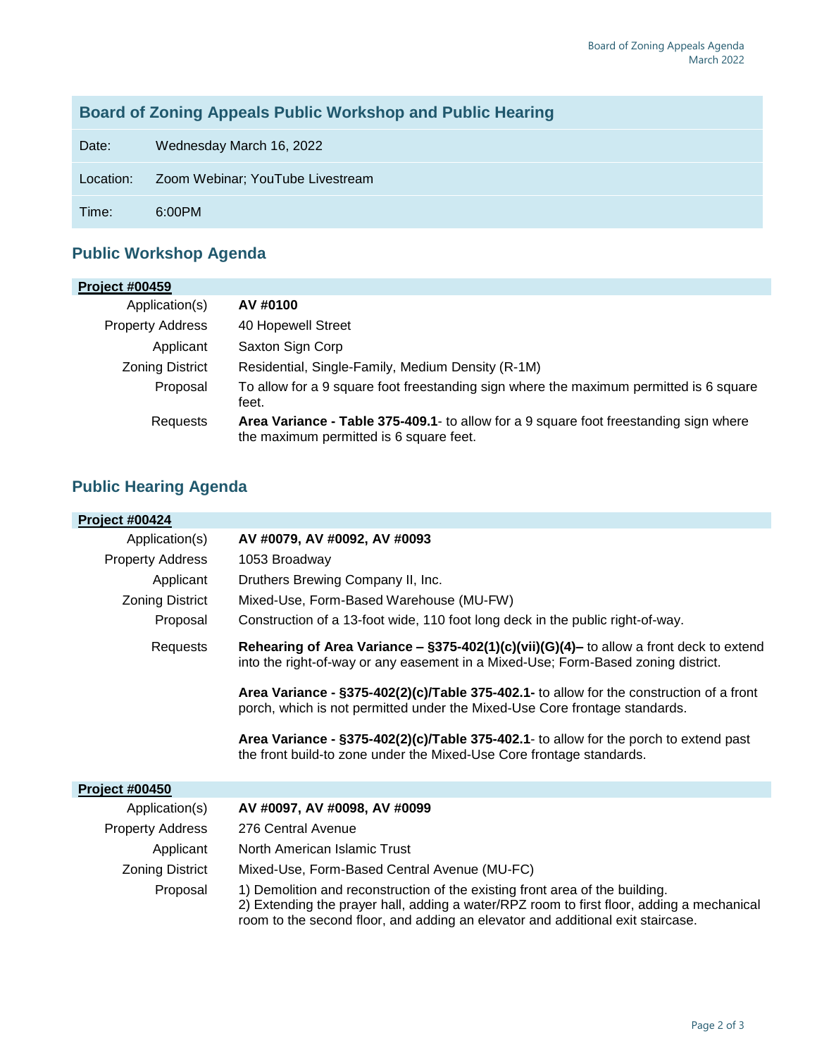## Board of Zoning Appeals Public Workshop and Public Hearing

| | |
|---|---|
| Date: | Wednesday March 16, 2022 |
| Location: | Zoom Webinar; YouTube Livestream |
| Time: | 6:00PM |

## Public Workshop Agenda

**Project #00459**

| | |
|---|---|
| Application(s) | **AV #0100** |
| Property Address | 40 Hopewell Street |
| Applicant | Saxton Sign Corp |
| Zoning District | Residential, Single-Family, Medium Density (R-1M) |
| Proposal | To allow for a 9 square foot freestanding sign where the maximum permitted is 6 square feet. |
| Requests | **Area Variance - Table 375-409.1**- to allow for a 9 square foot freestanding sign where the maximum permitted is 6 square feet. |

## Public Hearing Agenda

**Project #00424**

| | |
|---|---|
| Application(s) | **AV #0079, AV #0092, AV #0093** |
| Property Address | 1053 Broadway |
| Applicant | Druthers Brewing Company II, Inc. |
| Zoning District | Mixed-Use, Form-Based Warehouse (MU-FW) |
| Proposal | Construction of a 13-foot wide, 110 foot long deck in the public right-of-way. |
| Requests | **Rehearing of Area Variance – §375-402(1)(c)(vii)(G)(4)–** to allow a front deck to extend into the right-of-way or any easement in a Mixed-Use; Form-Based zoning district.<br><br>**Area Variance - §375-402(2)(c)/Table 375-402.1-** to allow for the construction of a front porch, which is not permitted under the Mixed-Use Core frontage standards.<br><br>**Area Variance - §375-402(2)(c)/Table 375-402.1**- to allow for the porch to extend past the front build-to zone under the Mixed-Use Core frontage standards. |

**Project #00450**

| | |
|---|---|
| Application(s) | **AV #0097, AV #0098, AV #0099** |
| Property Address | 276 Central Avenue |
| Applicant | North American Islamic Trust |
| Zoning District | Mixed-Use, Form-Based Central Avenue (MU-FC) |
| Proposal | 1) Demolition and reconstruction of the existing front area of the building.<br>2) Extending the prayer hall, adding a water/RPZ room to first floor, adding a mechanical room to the second floor, and adding an elevator and additional exit staircase. |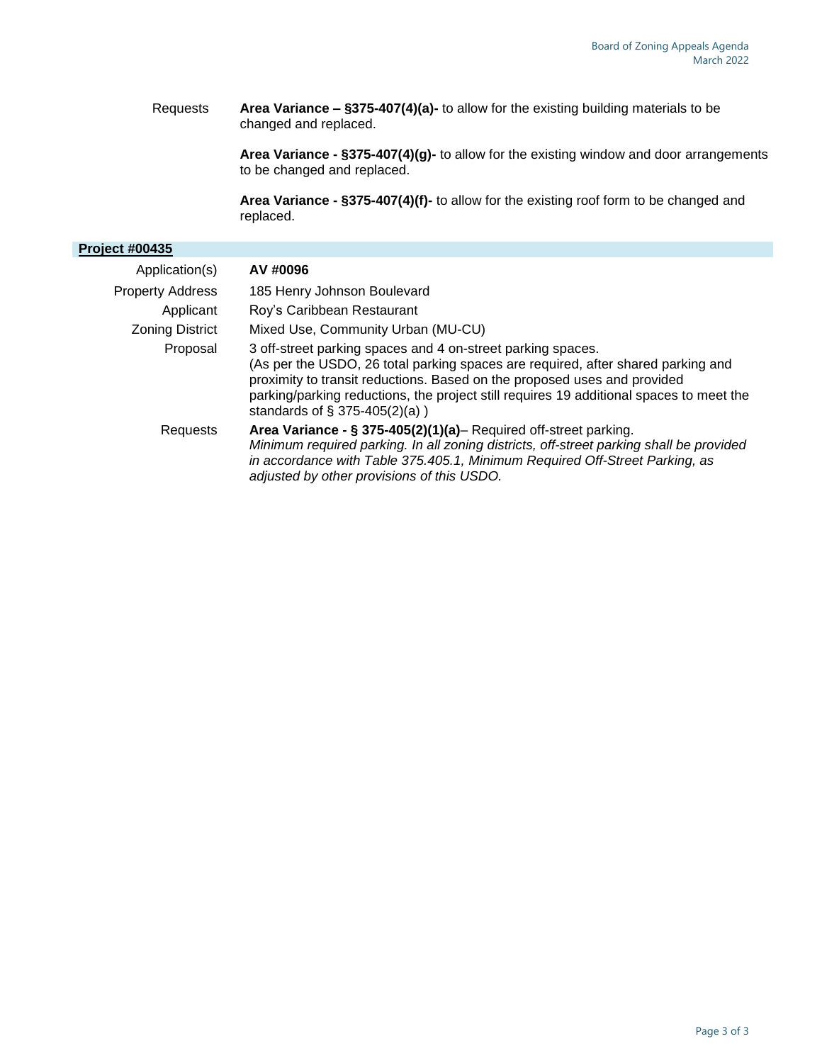| | |
|---|---|
| Requests | **Area Variance – §375-407(4)(a)-** to allow for the existing building materials to be changed and replaced. |
| | **Area Variance - §375-407(4)(g)-** to allow for the existing window and door arrangements to be changed and replaced. |
| | **Area Variance - §375-407(4)(f)-** to allow for the existing roof form to be changed and replaced. |

## **Project #00435**

| | |
|---|---|
| Application(s) | **AV #0096** |
| Property Address | 185 Henry Johnson Boulevard |
| Applicant | Roy's Caribbean Restaurant |
| Zoning District | Mixed Use, Community Urban (MU-CU) |
| Proposal | 3 off-street parking spaces and 4 on-street parking spaces. (As per the USDO, 26 total parking spaces are required, after shared parking and proximity to transit reductions. Based on the proposed uses and provided parking/parking reductions, the project still requires 19 additional spaces to meet the standards of § 375-405(2)(a) ) |
| Requests | **Area Variance - § 375-405(2)(1)(a)**– Required off-street parking. *Minimum required parking. In all zoning districts, off-street parking shall be provided in accordance with Table 375.405.1, Minimum Required Off-Street Parking, as adjusted by other provisions of this USDO.* |